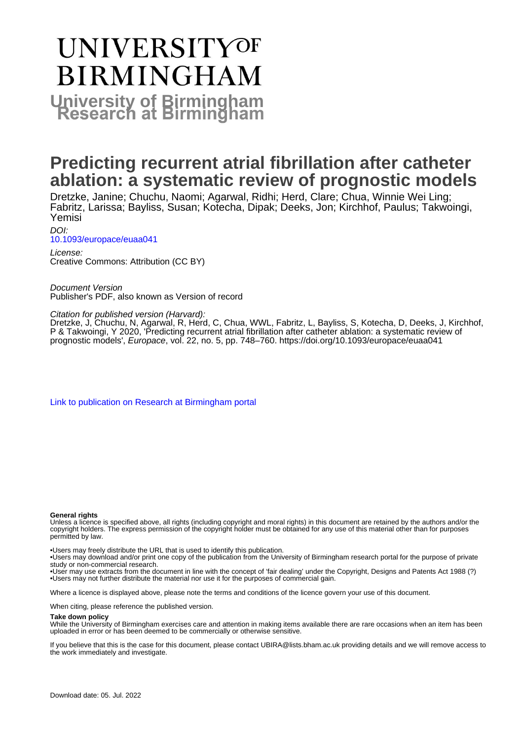# UNIVERSITY OF BIRMINGHAM

## University of Birmingham Research at Birmingham

# Predicting recurrent atrial fibrillation after catheter ablation: a systematic review of prognostic models

Dretzke, Janine; Chuchu, Naomi; Agarwal, Ridhi; Herd, Clare; Chua, Winnie Wei Ling; Fabritz, Larissa; Bayliss, Susan; Kotecha, Dipak; Deeks, Jon; Kirchhof, Paulus; Takwoingi, Yemisi

*DOI:*
10.1093/europace/euaa041

*License:*
Creative Commons: Attribution (CC BY)

*Document Version*
Publisher's PDF, also known as Version of record

*Citation for published version (Harvard):*
Dretzke, J, Chuchu, N, Agarwal, R, Herd, C, Chua, WWL, Fabritz, L, Bayliss, S, Kotecha, D, Deeks, J, Kirchhof, P & Takwoingi, Y 2020, 'Predicting recurrent atrial fibrillation after catheter ablation: a systematic review of prognostic models', *Europace*, vol. 22, no. 5, pp. 748–760. https://doi.org/10.1093/europace/euaa041

Link to publication on Research at Birmingham portal

**General rights**
Unless a licence is specified above, all rights (including copyright and moral rights) in this document are retained by the authors and/or the copyright holders. The express permission of the copyright holder must be obtained for any use of this material other than for purposes permitted by law.

•Users may freely distribute the URL that is used to identify this publication.
•Users may download and/or print one copy of the publication from the University of Birmingham research portal for the purpose of private study or non-commercial research.
•User may use extracts from the document in line with the concept of 'fair dealing' under the Copyright, Designs and Patents Act 1988 (?)
•Users may not further distribute the material nor use it for the purposes of commercial gain.

Where a licence is displayed above, please note the terms and conditions of the licence govern your use of this document.

When citing, please reference the published version.

**Take down policy**
While the University of Birmingham exercises care and attention in making items available there are rare occasions when an item has been uploaded in error or has been deemed to be commercially or otherwise sensitive.

If you believe that this is the case for this document, please contact UBIRA@lists.bham.ac.uk providing details and we will remove access to the work immediately and investigate.

Download date: 05. Jul. 2022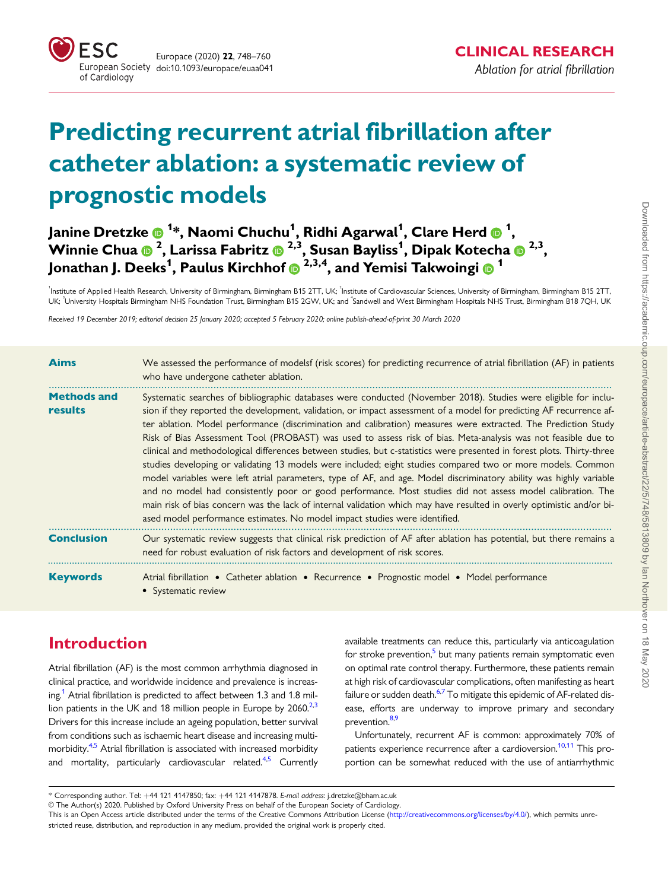# Predicting recurrent atrial fibrillation after catheter ablation: a systematic review of prognostic models

**Janine Dretzke[1]*, Naomi Chuchu[1], Ridhi Agarwal[1], Clare Herd[1], Winnie Chua[2], Larissa Fabritz[2,3], Susan Bayliss[1], Dipak Kotecha[2,3], Jonathan J. Deeks[1], Paulus Kirchhof[2,3,4], and Yemisi Takwoingi[1]**

[1]Institute of Applied Health Research, University of Birmingham, Birmingham B15 2TT, UK; [2]Institute of Cardiovascular Sciences, University of Birmingham, Birmingham B15 2TT, UK; [3]University Hospitals Birmingham NHS Foundation Trust, Birmingham B15 2GW, UK; and [4]Sandwell and West Birmingham Hospitals NHS Trust, Birmingham B18 7QH, UK

*Received 19 December 2019; editorial decision 25 January 2020; accepted 5 February 2020; online publish-ahead-of-print 30 March 2020*

**Aims**

We assessed the performance of modelsf (risk scores) for predicting recurrence of atrial fibrillation (AF) in patients who have undergone catheter ablation.

**Methods and results**

Systematic searches of bibliographic databases were conducted (November 2018). Studies were eligible for inclusion if they reported the development, validation, or impact assessment of a model for predicting AF recurrence after ablation. Model performance (discrimination and calibration) measures were extracted. The Prediction Study Risk of Bias Assessment Tool (PROBAST) was used to assess risk of bias. Meta-analysis was not feasible due to clinical and methodological differences between studies, but c-statistics were presented in forest plots. Thirty-three studies developing or validating 13 models were included; eight studies compared two or more models. Common model variables were left atrial parameters, type of AF, and age. Model discriminatory ability was highly variable and no model had consistently poor or good performance. Most studies did not assess model calibration. The main risk of bias concern was the lack of internal validation which may have resulted in overly optimistic and/or biased model performance estimates. No model impact studies were identified.

**Conclusion**

Our systematic review suggests that clinical risk prediction of AF after ablation has potential, but there remains a need for robust evaluation of risk factors and development of risk scores.

**Keywords**

Atrial fibrillation • Catheter ablation • Recurrence • Prognostic model • Model performance • Systematic review

## Introduction

Atrial fibrillation (AF) is the most common arrhythmia diagnosed in clinical practice, and worldwide incidence and prevalence is increasing.[1] Atrial fibrillation is predicted to affect between 1.3 and 1.8 million patients in the UK and 18 million people in Europe by 2060.[2,3] Drivers for this increase include an ageing population, better survival from conditions such as ischaemic heart disease and increasing multimorbidity.[4,5] Atrial fibrillation is associated with increased morbidity and mortality, particularly cardiovascular related.[4,5] Currently available treatments can reduce this, particularly via anticoagulation for stroke prevention,[5] but many patients remain symptomatic even on optimal rate control therapy. Furthermore, these patients remain at high risk of cardiovascular complications, often manifesting as heart failure or sudden death.[6,7] To mitigate this epidemic of AF-related disease, efforts are underway to improve primary and secondary prevention.[8,9]

Unfortunately, recurrent AF is common: approximately 70% of patients experience recurrence after a cardioversion.[10,11] This proportion can be somewhat reduced with the use of antiarrhythmic

* Corresponding author. Tel: +44 121 4147850; fax: +44 121 4147878. *E-mail address*: j.dretzke@bham.ac.uk

© The Author(s) 2020. Published by Oxford University Press on behalf of the European Society of Cardiology.
This is an Open Access article distributed under the terms of the Creative Commons Attribution License (http://creativecommons.org/licenses/by/4.0/), which permits unrestricted reuse, distribution, and reproduction in any medium, provided the original work is properly cited.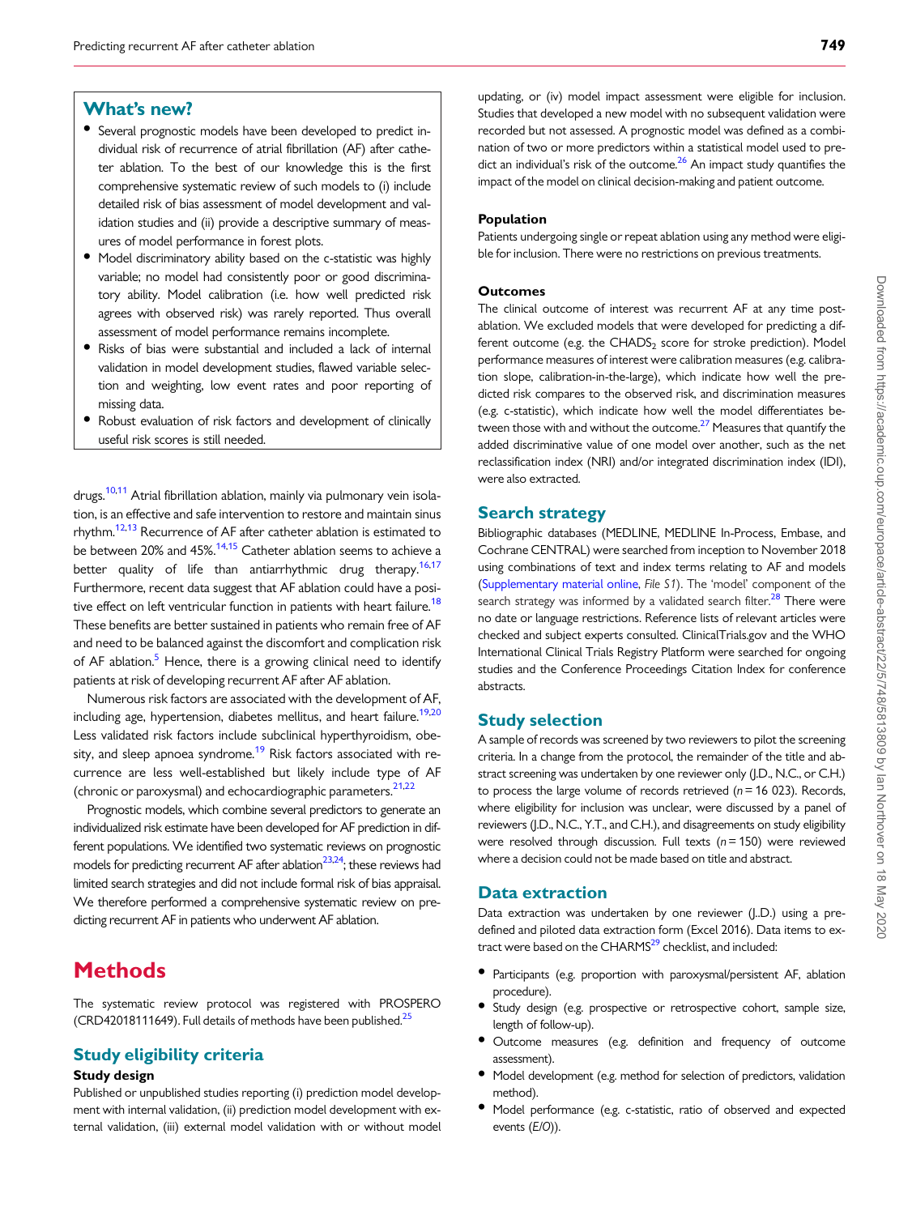## What's new?

- Several prognostic models have been developed to predict individual risk of recurrence of atrial fibrillation (AF) after catheter ablation. To the best of our knowledge this is the first comprehensive systematic review of such models to (i) include detailed risk of bias assessment of model development and validation studies and (ii) provide a descriptive summary of measures of model performance in forest plots.
- Model discriminatory ability based on the c-statistic was highly variable; no model had consistently poor or good discriminatory ability. Model calibration (i.e. how well predicted risk agrees with observed risk) was rarely reported. Thus overall assessment of model performance remains incomplete.
- Risks of bias were substantial and included a lack of internal validation in model development studies, flawed variable selection and weighting, low event rates and poor reporting of missing data.
- Robust evaluation of risk factors and development of clinically useful risk scores is still needed.

drugs.[10,11] Atrial fibrillation ablation, mainly via pulmonary vein isolation, is an effective and safe intervention to restore and maintain sinus rhythm.[12,13] Recurrence of AF after catheter ablation is estimated to be between 20% and 45%.[14,15] Catheter ablation seems to achieve a better quality of life than antiarrhythmic drug therapy.[16,17] Furthermore, recent data suggest that AF ablation could have a positive effect on left ventricular function in patients with heart failure.[18] These benefits are better sustained in patients who remain free of AF and need to be balanced against the discomfort and complication risk of AF ablation.[5] Hence, there is a growing clinical need to identify patients at risk of developing recurrent AF after AF ablation.

Numerous risk factors are associated with the development of AF, including age, hypertension, diabetes mellitus, and heart failure.[19,20] Less validated risk factors include subclinical hyperthyroidism, obesity, and sleep apnoea syndrome.[19] Risk factors associated with recurrence are less well-established but likely include type of AF (chronic or paroxysmal) and echocardiographic parameters.[21,22]

Prognostic models, which combine several predictors to generate an individualized risk estimate have been developed for AF prediction in different populations. We identified two systematic reviews on prognostic models for predicting recurrent AF after ablation[23,24]; these reviews had limited search strategies and did not include formal risk of bias appraisal. We therefore performed a comprehensive systematic review on predicting recurrent AF in patients who underwent AF ablation.

# Methods

The systematic review protocol was registered with PROSPERO (CRD42018111649). Full details of methods have been published.[25]

## Study eligibility criteria

### Study design

Published or unpublished studies reporting (i) prediction model development with internal validation, (ii) prediction model development with external validation, (iii) external model validation with or without model updating, or (iv) model impact assessment were eligible for inclusion. Studies that developed a new model with no subsequent validation were recorded but not assessed. A prognostic model was defined as a combination of two or more predictors within a statistical model used to predict an individual's risk of the outcome.[26] An impact study quantifies the impact of the model on clinical decision-making and patient outcome.

### Population

Patients undergoing single or repeat ablation using any method were eligible for inclusion. There were no restrictions on previous treatments.

### Outcomes

The clinical outcome of interest was recurrent AF at any time post-ablation. We excluded models that were developed for predicting a different outcome (e.g. the $CHADS_2$ score for stroke prediction). Model performance measures of interest were calibration measures (e.g. calibration slope, calibration-in-the-large), which indicate how well the predicted risk compares to the observed risk, and discrimination measures (e.g. c-statistic), which indicate how well the model differentiates between those with and without the outcome.[27] Measures that quantify the added discriminative value of one model over another, such as the net reclassification index (NRI) and/or integrated discrimination index (IDI), were also extracted.

## Search strategy

Bibliographic databases (MEDLINE, MEDLINE In-Process, Embase, and Cochrane CENTRAL) were searched from inception to November 2018 using combinations of text and index terms relating to AF and models (Supplementary material online, *File S1*). The 'model' component of the search strategy was informed by a validated search filter.[28] There were no date or language restrictions. Reference lists of relevant articles were checked and subject experts consulted. ClinicalTrials.gov and the WHO International Clinical Trials Registry Platform were searched for ongoing studies and the Conference Proceedings Citation Index for conference abstracts.

## Study selection

A sample of records was screened by two reviewers to pilot the screening criteria. In a change from the protocol, the remainder of the title and abstract screening was undertaken by one reviewer only (J.D., N.C., or C.H.) to process the large volume of records retrieved ($n = 16\,023$). Records, where eligibility for inclusion was unclear, were discussed by a panel of reviewers (J.D., N.C., Y.T., and C.H.), and disagreements on study eligibility were resolved through discussion. Full texts ($n = 150$) were reviewed where a decision could not be made based on title and abstract.

## Data extraction

Data extraction was undertaken by one reviewer (J.D.) using a predefined and piloted data extraction form (Excel 2016). Data items to extract were based on the CHARMS[29] checklist, and included:

- Participants (e.g. proportion with paroxysmal/persistent AF, ablation procedure).
- Study design (e.g. prospective or retrospective cohort, sample size, length of follow-up).
- Outcome measures (e.g. definition and frequency of outcome assessment).
- Model development (e.g. method for selection of predictors, validation method).
- Model performance (e.g. c-statistic, ratio of observed and expected events ($E/O$)).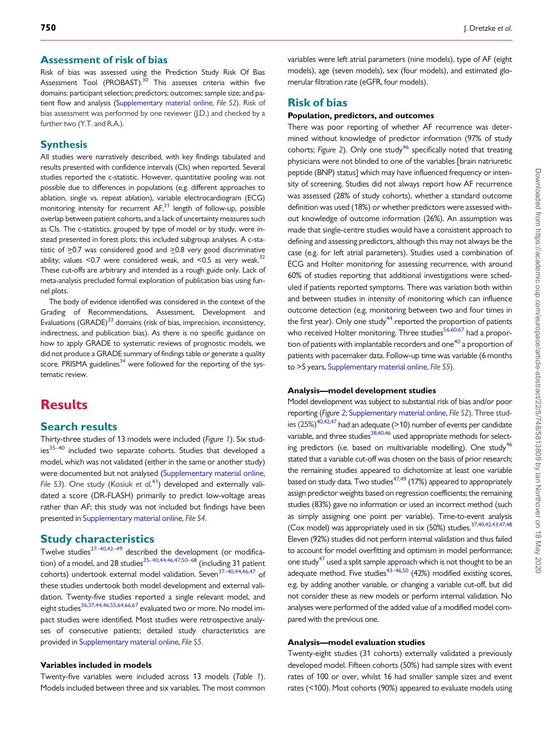## Assessment of risk of bias

Risk of bias was assessed using the Prediction Study Risk Of Bias Assessment Tool (PROBAST).[30] This assesses criteria within five domains: participant selection; predictors; outcomes; sample size; and patient flow and analysis (Supplementary material online, *File S2*). Risk of bias assessment was performed by one reviewer (J.D.) and checked by a further two (Y.T. and R.A.).

## Synthesis

All studies were narratively described, with key findings tabulated and results presented with confidence intervals (CIs) when reported. Several studies reported the c-statistic. However, quantitative pooling was not possible due to differences in populations (e.g. different approaches to ablation, single vs. repeat ablation), variable electrocardiogram (ECG) monitoring intensity for recurrent AF,[31] length of follow-up, possible overlap between patient cohorts, and a lack of uncertainty measures such as CIs. The c-statistics, grouped by type of model or by study, were instead presented in forest plots; this included subgroup analyses. A c-statistic of ≥0.7 was considered good and ≥0.8 very good discriminative ability; values <0.7 were considered weak, and <0.5 as very weak.[32] These cut-offs are arbitrary and intended as a rough guide only. Lack of meta-analysis precluded formal exploration of publication bias using funnel plots.

The body of evidence identified was considered in the context of the Grading of Recommendations, Assessment, Development and Evaluations (GRADE)[33] domains (risk of bias, imprecision, inconsistency, indirectness, and publication bias). As there is no specific guidance on how to apply GRADE to systematic reviews of prognostic models, we did not produce a GRADE summary of findings table or generate a quality score. PRISMA guidelines[34] were followed for the reporting of the systematic review.

# Results

## Search results

Thirty-three studies of 13 models were included (*Figure 1*). Six studies[35–40] included two separate cohorts. Studies that developed a model, which was not validated (either in the same or another study) were documented but not analysed (Supplementary material online, *File S3*). One study (Kosiuk *et al.*[41]) developed and externally validated a score (DR-FLASH) primarily to predict low-voltage areas rather than AF; this study was not included but findings have been presented in Supplementary material online, *File S4*.

## Study characteristics

Twelve studies[37–40,42–49] described the development (or modification) of a model, and 28 studies[35–40,44,46,47,50–68] (including 31 patient cohorts) undertook external model validation. Seven[37–40,44,46,47] of these studies undertook both model development and external validation. Twenty-five studies reported a single relevant model, and eight studies[36,37,44,46,55,64,66,67] evaluated two or more. No model impact studies were identified. Most studies were retrospective analyses of consecutive patients; detailed study characteristics are provided in Supplementary material online, *File S5*.

### Variables included in models

Twenty-five variables were included across 13 models (*Table 1*). Models included between three and six variables. The most common variables were left atrial parameters (nine models), type of AF (eight models), age (seven models), sex (four models), and estimated glomerular filtration rate (eGFR, four models).

## Risk of bias

### Population, predictors, and outcomes

There was poor reporting of whether AF recurrence was determined without knowledge of predictor information (97% of study cohorts; *Figure 2*). Only one study[46] specifically noted that treating physicians were not blinded to one of the variables [brain natriuretic peptide (BNP) status] which may have influenced frequency or intensity of screening. Studies did not always report how AF recurrence was assessed (28% of study cohorts), whether a standard outcome definition was used (18%) or whether predictors were assessed without knowledge of outcome information (26%). An assumption was made that single-centre studies would have a consistent approach to defining and assessing predictors, although this may not always be the case (e.g. for left atrial parameters). Studies used a combination of ECG and Holter monitoring for assessing recurrence, with around 60% of studies reporting that additional investigations were scheduled if patients reported symptoms. There was variation both within and between studies in intensity of monitoring which can influence outcome detection (e.g. monitoring between two and four times in the first year). Only one study[44] reported the proportion of patients who received Holter monitoring. Three studies[56,60,67] had a proportion of patients with implantable recorders and one[40] a proportion of patients with pacemaker data. Follow-up time was variable (6 months to >5 years, Supplementary material online, *File S5*).

### Analysis—model development studies

Model development was subject to substantial risk of bias and/or poor reporting (*Figure 2*; Supplementary material online, *File S2*). Three studies (25%)[40,42,47] had an adequate (>10) number of events per candidate variable, and three studies[38,40,46] used appropriate methods for selecting predictors (i.e. based on multivariable modelling). One study[46] stated that a variable cut-off was chosen on the basis of prior research; the remaining studies appeared to dichotomize at least one variable based on study data. Two studies[47,49] (17%) appeared to appropriately assign predictor weights based on regression coefficients; the remaining studies (83%) gave no information or used an incorrect method (such as simply assigning one point per variable). Time-to-event analysis (Cox model) was appropriately used in six (50%) studies.[37,40,42,43,47,48] Eleven (92%) studies did not perform internal validation and thus failed to account for model overfitting and optimism in model performance; one study[47] used a split sample approach which is not thought to be an adequate method. Five studies[43–46,50] (42%) modified existing scores, e.g. by adding another variable, or changing a variable cut-off, but did not consider these as new models or perform internal validation. No analyses were performed of the added value of a modified model compared with the previous one.

### Analysis—model evaluation studies

Twenty-eight studies (31 cohorts) externally validated a previously developed model. Fifteen cohorts (50%) had sample sizes with event rates of 100 or over, whilst 16 had smaller sample sizes and event rates (<100). Most cohorts (90%) appeared to evaluate models using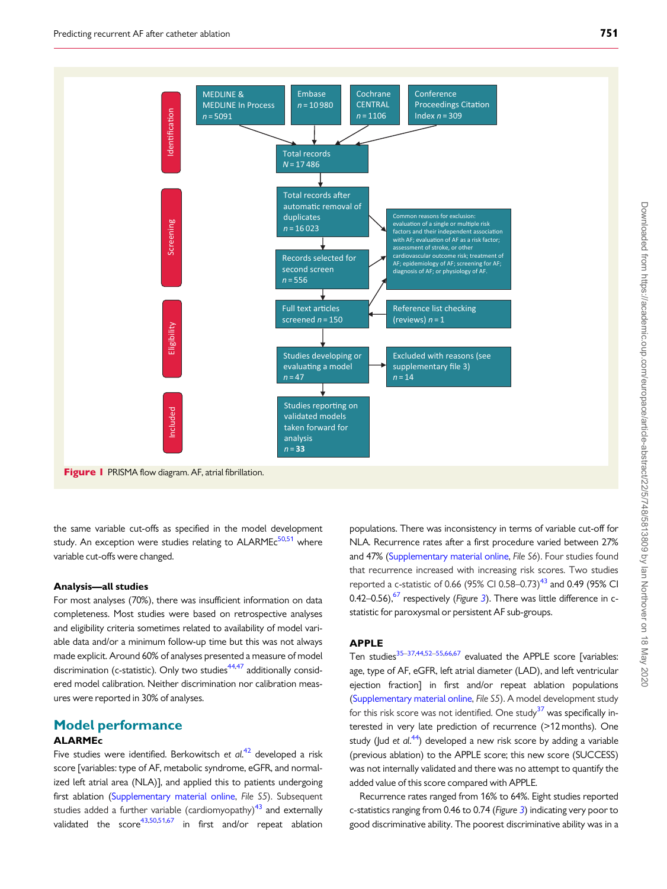Identification

MEDLINE & MEDLINE In Process $n = 5091$

Embase $n = 10\,980$

Cochrane CENTRAL $n = 1106$

Conference Proceedings Citation Index $n = 309$

Total records $N = 17\,486$

Screening

Total records after automatic removal of duplicates $n = 16\,023$

Common reasons for exclusion: evaluation of a single or multiple risk factors and their independent association with AF; evaluation of AF as a risk factor; assessment of stroke, or other cardiovascular outcome risk; treatment of AF; epidemiology of AF; screening for AF; diagnosis of AF; or physiology of AF.

Records selected for second screen $n = 556$

Eligibility

Full text articles screened $n = 150$

Reference list checking (reviews) $n = 1$

Studies developing or evaluating a model $n = 47$

Excluded with reasons (see supplementary file 3) $n = 14$

Included

Studies reporting on validated models taken forward for analysis $n = \mathbf{33}$

**Figure 1** PRISMA flow diagram. AF, atrial fibrillation.

the same variable cut-offs as specified in the model development study. An exception were studies relating to ALARMEc[50,51] where variable cut-offs were changed.

### Analysis—all studies

For most analyses (70%), there was insufficient information on data completeness. Most studies were based on retrospective analyses and eligibility criteria sometimes related to availability of model variable data and/or a minimum follow-up time but this was not always made explicit. Around 60% of analyses presented a measure of model discrimination (c-statistic). Only two studies[44,47] additionally considered model calibration. Neither discrimination nor calibration measures were reported in 30% of analyses.

## Model performance

### ALARMEc

Five studies were identified. Berkowitsch *et al.*[42] developed a risk score [variables: type of AF, metabolic syndrome, eGFR, and normalized left atrial area (NLA)], and applied this to patients undergoing first ablation (Supplementary material online, *File S5*). Subsequent studies added a further variable (cardiomyopathy)[43] and externally validated the score[43,50,51,67] in first and/or repeat ablation populations. There was inconsistency in terms of variable cut-off for NLA. Recurrence rates after a first procedure varied between 27% and 47% (Supplementary material online, *File S6*). Four studies found that recurrence increased with increasing risk scores. Two studies reported a c-statistic of 0.66 (95% CI 0.58–0.73)[43] and 0.49 (95% CI 0.42–0.56),[67] respectively (*Figure 3*). There was little difference in c-statistic for paroxysmal or persistent AF sub-groups.

### APPLE

Ten studies[35–37,44,52–55,66,67] evaluated the APPLE score [variables: age, type of AF, eGFR, left atrial diameter (LAD), and left ventricular ejection fraction] in first and/or repeat ablation populations (Supplementary material online, *File S5*). A model development study for this risk score was not identified. One study[37] was specifically interested in very late prediction of recurrence (>12 months). One study (Jud *et al.*[44]) developed a new risk score by adding a variable (previous ablation) to the APPLE score; this new score (SUCCESS) was not internally validated and there was no attempt to quantify the added value of this score compared with APPLE.

Recurrence rates ranged from 16% to 64%. Eight studies reported c-statistics ranging from 0.46 to 0.74 (*Figure 3*) indicating very poor to good discriminative ability. The poorest discriminative ability was in a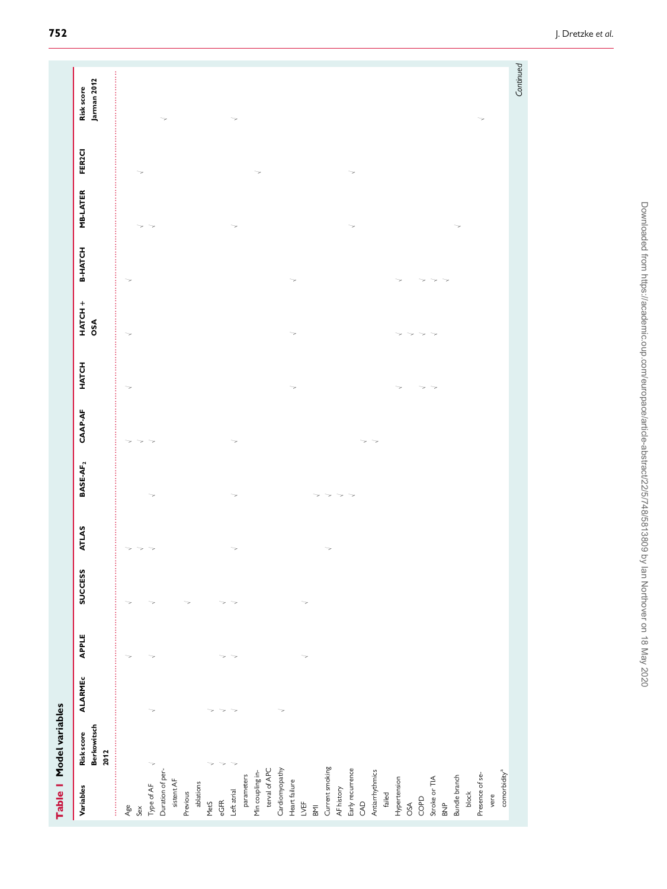**Table 1 Model variables**

| Variables | Risk score Berkowitsch 2012 | ALARMEc | APPLE | SUCCESS | ATLAS | BASE-AF$_2$ | CAAP-AF | HATCH | HATCH + OSA | B-HATCH | MB-LATER | FER2CI | Risk score Jarman 2012 |
|---|---|---|---|---|---|---|---|---|---|---|---|---|---|
| Age | | | ✓ | ✓ | ✓ | | ✓ | ✓ | ✓ | ✓ | | | |
| Sex | | | | | ✓ | | ✓ | | | | ✓ | ✓ | |
| Type of AF | ✓ | ✓ | ✓ | ✓ | ✓ | ✓ | ✓ | | | | ✓ | | |
| Duration of persistent AF | | | | | | | | | | | | | ✓ |
| Previous ablations | | | | ✓ | | | | | | | | | |
| MetS | ✓ | ✓ | | | | | | | | | | | |
| eGFR | ✓ | ✓ | ✓ | ✓ | | | | | | | | | |
| Left atrial parameters | ✓ | ✓ | ✓ | ✓ | ✓ | ✓ | ✓ | | | | ✓ | | ✓ |
| Min coupling interval of APC | | | | | | | | | | | | ✓ | |
| Cardiomyopathy | | ✓ | | | | | | | | | | | |
| Heart failure | | | | | | | | ✓ | ✓ | ✓ | | | |
| LVEF | | | ✓ | ✓ | | | | | | | | | |
| BMI | | | | | | ✓ | | | | | | | |
| Current smoking | | | | | ✓ | ✓ | | | | | | | |
| AF history | | | | | | ✓ | | | | | | | |
| Early recurrence | | | | | | ✓ | | | | | ✓ | ✓ | |
| CAD | | | | | | | ✓ | | | | | | |
| Antiarrhythmics failed | | | | | | | ✓ | | | | | | |
| Hypertension | | | | | | | | ✓ | ✓ | ✓ | | | |
| OSA | | | | | | | | | ✓ | | | | |
| COPD | | | | | | | | ✓ | ✓ | ✓ | | | |
| Stroke or TIA | | | | | | | | ✓ | ✓ | ✓ | | | |
| BNP | | | | | | | | | | ✓ | | | |
| Bundle branch block | | | | | | | | | | | ✓ | | |
| Presence of severe comorbidity[a] | | | | | | | | | | | | | ✓ |

*Continued*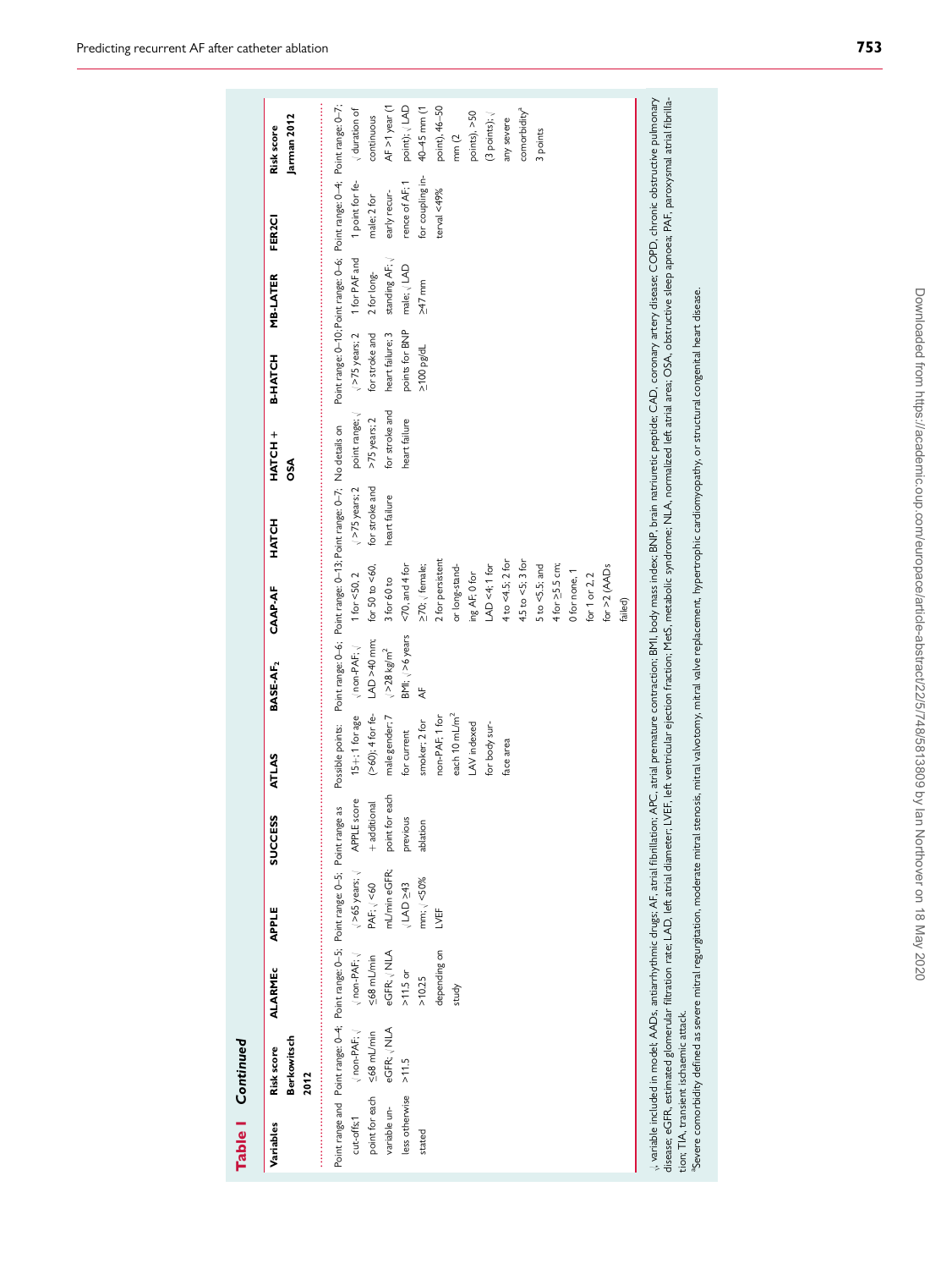**Table 1** *Continued*

| Variables | Risk score Berkowitsch 2012 | ALARMEc | APPLE | SUCCESS | ATLAS | BASE-AF$_2$ | CAAP-AF | HATCH | HATCH + OSA | B-HATCH | MB-LATER | FER2CI | Risk score Jarman 2012 |
|---|---|---|---|---|---|---|---|---|---|---|---|---|---|
| Point range and cut-offs; 1 point for each variable unless otherwise stated | Point range: 0–4; √ non-PAF; √ ≤68 mL/min eGFR; √ NLA >11.5 | Point range: 0–5; √ non-PAF; √ ≤68 mL/min eGFR; √ NLA >11.5 or >10.25 depending on study | Point range 0–5; √ >65 years; √ <60 PAF; √ <60 mL/min eGFR; √ LAD ≥43 mm; √ <50% LVEF | Point range as APPLE score + additional point for each previous ablation | Possible points: 15+; 1 for age (>60); 4 for female gender; 7 for current smoker; 2 for non-PAF; 1 for each 10 mL/m$^2$ LAV indexed for body surface area | Point range: 0–6; √ non-PAF; √ LAD >40 mm; √ >28 kg/m$^2$ BMI; √ >6 years AF | Point range: 0–13; 1 for <50, 2 for 50 to <60, 3 for 60 to <70, and 4 for ≥70; √ female; 2 for persistent or long-standing AF; 0 for LAD <4; 1 for 4 to <4.5; 2 for 4.5 to <5; 3 for 5 to <5.5; and 4 for ≥5.5 cm; 0 for none, 1 for 1 or 2, 2 for >2 (AADs failed) | Point range: 0–7; √ >75 years; 2 for stroke and heart failure | No details on point range; √ >75 years; 2 for stroke and heart failure | Point range: 0–10; √ >75 years; 2 for stroke and heart failure; 3 points for BNP ≥100 pg/dL | Point range: 0–6; 1 for PAF and 2 for long-standing AF; √ male; √ LAD ≥47 mm | Point range: 0–4; 1 point for female; 2 for early recurrence of AF; 1 for coupling interval <49% | Point range: 0–7; √ duration of continuous AF >1 year (1 point); √ LAD 40–45 mm (1 point), 46–50 mm (2 points), >50 (3 points); √ any severe comorbidity[a] 3 points |

√, variable included in model; AADs, antiarrhythmic drugs; AF, atrial fibrillation; APC, atrial premature contraction; BMI, body mass index; BNP, brain natriuretic peptide; CAD, coronary artery disease; COPD, chronic obstructive pulmonary disease; eGFR, estimated glomerular filtration rate; LAD, left atrial diameter; LVEF, left ventricular ejection fraction; MetS, metabolic syndrome; NLA, normalized left atrial area; OSA, obstructive sleep apnoea; PAF, paroxysmal atrial fibrillation; TIA, transient ischaemic attack.

[a]Severe comorbidity defined as severe mitral regurgitation, moderate mitral stenosis, mitral valvotomy, mitral valve replacement, hypertrophic cardiomyopathy, or structural congenital heart disease.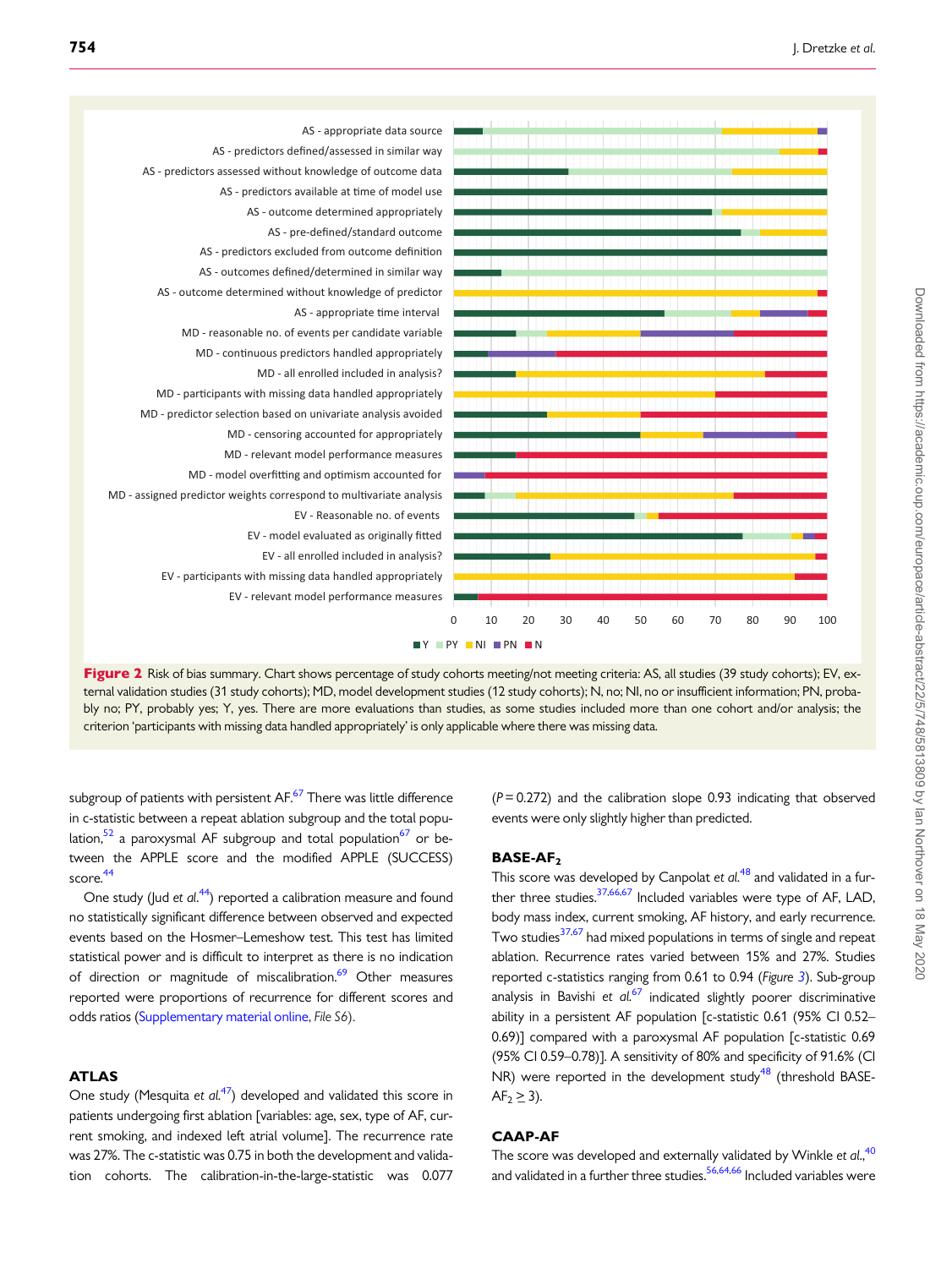Figure 2 Risk of bias summary. Chart shows percentage of study cohorts meeting/not meeting criteria: AS, all studies (39 study cohorts); EV, external validation studies (31 study cohorts); MD, model development studies (12 study cohorts); N, no; NI, no or insufficient information; PN, probably no; PY, probably yes; Y, yes. There are more evaluations than studies, as some studies included more than one cohort and/or analysis; the criterion 'participants with missing data handled appropriately' is only applicable where there was missing data.

subgroup of patients with persistent AF.[67] There was little difference in c-statistic between a repeat ablation subgroup and the total population,[52] a paroxysmal AF subgroup and total population[67] or between the APPLE score and the modified APPLE (SUCCESS) score.[44]

One study (Jud *et al.*[44]) reported a calibration measure and found no statistically significant difference between observed and expected events based on the Hosmer–Lemeshow test. This test has limited statistical power and is difficult to interpret as there is no indication of direction or magnitude of miscalibration.[69] Other measures reported were proportions of recurrence for different scores and odds ratios (Supplementary material online, *File S6*).

### ATLAS

One study (Mesquita *et al.*[47]) developed and validated this score in patients undergoing first ablation [variables: age, sex, type of AF, current smoking, and indexed left atrial volume]. The recurrence rate was 27%. The c-statistic was 0.75 in both the development and validation cohorts. The calibration-in-the-large-statistic was 0.077 ($P = 0.272$) and the calibration slope 0.93 indicating that observed events were only slightly higher than predicted.

### BASE-AF$_2$

This score was developed by Canpolat *et al.*[48] and validated in a further three studies.[37,66,67] Included variables were type of AF, LAD, body mass index, current smoking, AF history, and early recurrence. Two studies[37,67] had mixed populations in terms of single and repeat ablation. Recurrence rates varied between 15% and 27%. Studies reported c-statistics ranging from 0.61 to 0.94 (*Figure 3*). Sub-group analysis in Bavishi *et al.*[67] indicated slightly poorer discriminative ability in a persistent AF population [c-statistic 0.61 (95% CI 0.52–0.69)] compared with a paroxysmal AF population [c-statistic 0.69 (95% CI 0.59–0.78)]. A sensitivity of 80% and specificity of 91.6% (CI NR) were reported in the development study[48] (threshold BASE-AF$_2 \geq 3$).

### CAAP-AF

The score was developed and externally validated by Winkle *et al.*,[40] and validated in a further three studies.[56,64,66] Included variables were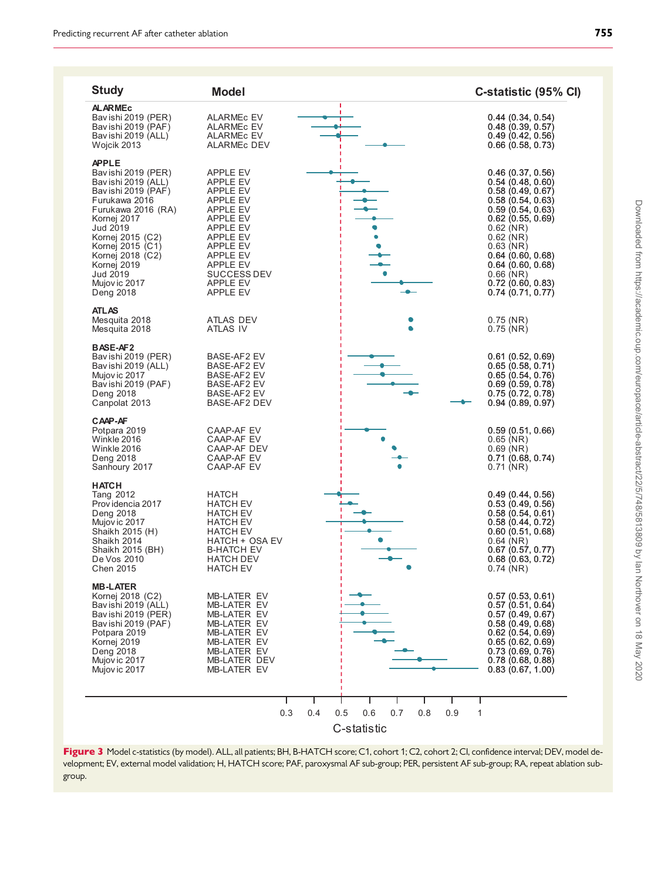| Study | Model | C-statistic (95% CI) |
|---|---|---|
| **ALARMEc** | | |
| Bavishi 2019 (PER) | ALARMEc EV | 0.44 (0.34, 0.54) |
| Bavishi 2019 (PAF) | ALARMEc EV | 0.48 (0.39, 0.57) |
| Bavishi 2019 (ALL) | ALARMEc EV | 0.49 (0.42, 0.56) |
| Wojcik 2013 | ALARMEc DEV | 0.66 (0.58, 0.73) |
| **APPLE** | | |
| Bavishi 2019 (PER) | APPLE EV | 0.46 (0.37, 0.56) |
| Bavishi 2019 (ALL) | APPLE EV | 0.54 (0.48, 0.60) |
| Bavishi 2019 (PAF) | APPLE EV | 0.58 (0.49, 0.67) |
| Furukawa 2016 | APPLE EV | 0.58 (0.54, 0.63) |
| Furukawa 2016 (RA) | APPLE EV | 0.59 (0.54, 0.63) |
| Kornej 2017 | APPLE EV | 0.62 (0.55, 0.69) |
| Jud 2019 | APPLE EV | 0.62 (NR) |
| Kornej 2015 (C2) | APPLE EV | 0.62 (NR) |
| Kornej 2015 (C1) | APPLE EV | 0.63 (NR) |
| Kornej 2018 (C2) | APPLE EV | 0.64 (0.60, 0.68) |
| Kornej 2019 | APPLE EV | 0.64 (0.60, 0.68) |
| Jud 2019 | SUCCESS DEV | 0.66 (NR) |
| Mujovic 2017 | APPLE EV | 0.72 (0.60, 0.83) |
| Deng 2018 | APPLE EV | 0.74 (0.71, 0.77) |
| **ATLAS** | | |
| Mesquita 2018 | ATLAS DEV | 0.75 (NR) |
| Mesquita 2018 | ATLAS IV | 0.75 (NR) |
| **BASE-AF2** | | |
| Bavishi 2019 (PER) | BASE-AF2 EV | 0.61 (0.52, 0.69) |
| Bavishi 2019 (ALL) | BASE-AF2 EV | 0.65 (0.58, 0.71) |
| Mujovic 2017 | BASE-AF2 EV | 0.65 (0.54, 0.76) |
| Bavishi 2019 (PAF) | BASE-AF2 EV | 0.69 (0.59, 0.78) |
| Deng 2018 | BASE-AF2 EV | 0.75 (0.72, 0.78) |
| Canpolat 2013 | BASE-AF2 DEV | 0.94 (0.89, 0.97) |
| **CAAP-AF** | | |
| Potpara 2019 | CAAP-AF EV | 0.59 (0.51, 0.66) |
| Winkle 2016 | CAAP-AF EV | 0.65 (NR) |
| Winkle 2016 | CAAP-AF DEV | 0.69 (NR) |
| Deng 2018 | CAAP-AF EV | 0.71 (0.68, 0.74) |
| Sanhoury 2017 | CAAP-AF EV | 0.71 (NR) |
| **HATCH** | | |
| Tang 2012 | HATCH | 0.49 (0.44, 0.56) |
| Providencia 2017 | HATCH EV | 0.53 (0.49, 0.56) |
| Deng 2018 | HATCH EV | 0.58 (0.54, 0.61) |
| Mujovic 2017 | HATCH EV | 0.58 (0.44, 0.72) |
| Shaikh 2015 (H) | HATCH EV | 0.60 (0.51, 0.68) |
| Shaikh 2014 | HATCH + OSA EV | 0.64 (NR) |
| Shaikh 2015 (BH) | B-HATCH EV | 0.67 (0.57, 0.77) |
| De Vos 2010 | HATCH DEV | 0.68 (0.63, 0.72) |
| Chen 2015 | HATCH EV | 0.74 (NR) |
| **MB-LATER** | | |
| Kornej 2018 (C2) | MB-LATER EV | 0.57 (0.53, 0.61) |
| Bavishi 2019 (ALL) | MB-LATER EV | 0.57 (0.51, 0.64) |
| Bavishi 2019 (PER) | MB-LATER EV | 0.57 (0.49, 0.67) |
| Bavishi 2019 (PAF) | MB-LATER EV | 0.58 (0.49, 0.68) |
| Potpara 2019 | MB-LATER EV | 0.62 (0.54, 0.69) |
| Kornej 2019 | MB-LATER EV | 0.65 (0.62, 0.69) |
| Deng 2018 | MB-LATER EV | 0.73 (0.69, 0.76) |
| Mujovic 2017 | MB-LATER DEV | 0.78 (0.68, 0.88) |
| Mujovic 2017 | MB-LATER EV | 0.83 (0.67, 1.00) |

**Figure 3** Model c-statistics (by model). ALL, all patients; BH, B-HATCH score; C1, cohort 1; C2, cohort 2; CI, confidence interval; DEV, model development; EV, external model validation; H, HATCH score; PAF, paroxysmal AF sub-group; PER, persistent AF sub-group; RA, repeat ablation sub-group.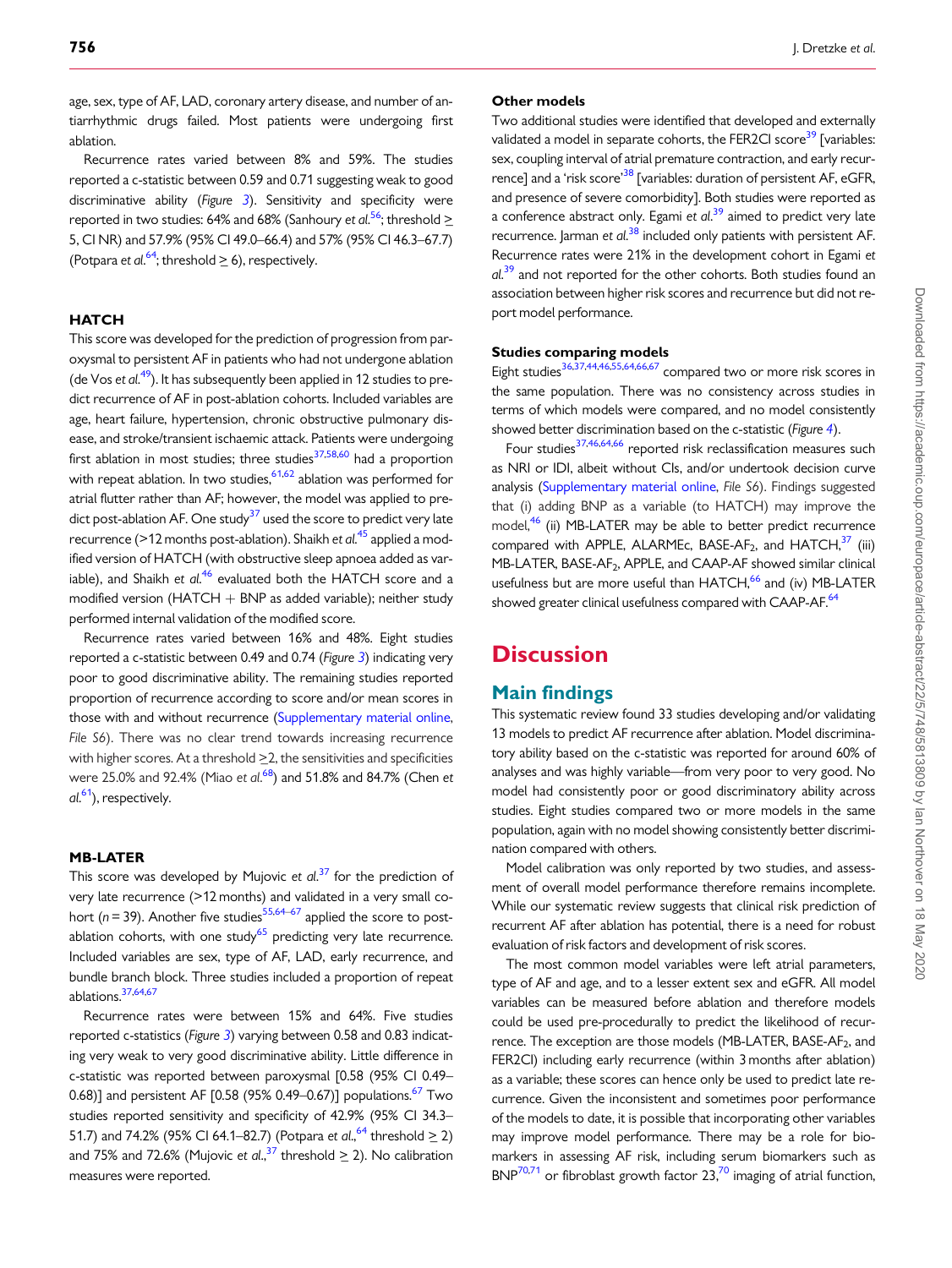age, sex, type of AF, LAD, coronary artery disease, and number of antiarrhythmic drugs failed. Most patients were undergoing first ablation.

Recurrence rates varied between 8% and 59%. The studies reported a c-statistic between 0.59 and 0.71 suggesting weak to good discriminative ability (*Figure 3*). Sensitivity and specificity were reported in two studies: 64% and 68% (Sanhoury *et al.*[56]; threshold ≥ 5, CI NR) and 57.9% (95% CI 49.0–66.4) and 57% (95% CI 46.3–67.7) (Potpara *et al.*[64]; threshold ≥ 6), respectively.

### HATCH

This score was developed for the prediction of progression from paroxysmal to persistent AF in patients who had not undergone ablation (de Vos *et al.*[49]). It has subsequently been applied in 12 studies to predict recurrence of AF in post-ablation cohorts. Included variables are age, heart failure, hypertension, chronic obstructive pulmonary disease, and stroke/transient ischaemic attack. Patients were undergoing first ablation in most studies; three studies[37,58,60] had a proportion with repeat ablation. In two studies,[61,62] ablation was performed for atrial flutter rather than AF; however, the model was applied to predict post-ablation AF. One study[37] used the score to predict very late recurrence (>12 months post-ablation). Shaikh *et al.*[45] applied a modified version of HATCH (with obstructive sleep apnoea added as variable), and Shaikh *et al.*[46] evaluated both the HATCH score and a modified version (HATCH + BNP as added variable); neither study performed internal validation of the modified score.

Recurrence rates varied between 16% and 48%. Eight studies reported a c-statistic between 0.49 and 0.74 (*Figure 3*) indicating very poor to good discriminative ability. The remaining studies reported proportion of recurrence according to score and/or mean scores in those with and without recurrence (Supplementary material online, *File S6*). There was no clear trend towards increasing recurrence with higher scores. At a threshold ≥2, the sensitivities and specificities were 25.0% and 92.4% (Miao *et al.*[68]) and 51.8% and 84.7% (Chen *et al.*[61]), respectively.

### MB-LATER

This score was developed by Mujovic *et al.*[37] for the prediction of very late recurrence (>12 months) and validated in a very small cohort (*n* = 39). Another five studies[55,64–67] applied the score to post-ablation cohorts, with one study[65] predicting very late recurrence. Included variables are sex, type of AF, LAD, early recurrence, and bundle branch block. Three studies included a proportion of repeat ablations.[37,64,67]

Recurrence rates were between 15% and 64%. Five studies reported c-statistics (*Figure 3*) varying between 0.58 and 0.83 indicating very weak to very good discriminative ability. Little difference in c-statistic was reported between paroxysmal [0.58 (95% CI 0.49–0.68)] and persistent AF [0.58 (95% CI 0.49–0.67)] populations.[67] Two studies reported sensitivity and specificity of 42.9% (95% CI 34.3–51.7) and 74.2% (95% CI 64.1–82.7) (Potpara *et al.*,[64] threshold ≥ 2) and 75% and 72.6% (Mujovic *et al.*,[37] threshold ≥ 2). No calibration measures were reported.

### Other models

Two additional studies were identified that developed and externally validated a model in separate cohorts, the FER2CI score[39] [variables: sex, coupling interval of atrial premature contraction, and early recurrence] and a 'risk score'[38] [variables: duration of persistent AF, eGFR, and presence of severe comorbidity]. Both studies were reported as a conference abstract only. Egami *et al.*[39] aimed to predict very late recurrence. Jarman *et al.*[38] included only patients with persistent AF. Recurrence rates were 21% in the development cohort in Egami *et al.*[39] and not reported for the other cohorts. Both studies found an association between higher risk scores and recurrence but did not report model performance.

### Studies comparing models

Eight studies[36,37,44,46,55,64,66,67] compared two or more risk scores in the same population. There was no consistency across studies in terms of which models were compared, and no model consistently showed better discrimination based on the c-statistic (*Figure 4*).

Four studies[37,46,64,66] reported risk reclassification measures such as NRI or IDI, albeit without CIs, and/or undertook decision curve analysis (Supplementary material online, *File S6*). Findings suggested that (i) adding BNP as a variable (to HATCH) may improve the model,[46] (ii) MB-LATER may be able to better predict recurrence compared with APPLE, ALARMEc, BASE-$AF_2$, and HATCH,[37] (iii) MB-LATER, BASE-$AF_2$, APPLE, and CAAP-AF showed similar clinical usefulness but are more useful than HATCH,[66] and (iv) MB-LATER showed greater clinical usefulness compared with CAAP-AF.[64]

# Discussion

## Main findings

This systematic review found 33 studies developing and/or validating 13 models to predict AF recurrence after ablation. Model discriminatory ability based on the c-statistic was reported for around 60% of analyses and was highly variable—from very poor to very good. No model had consistently poor or good discriminatory ability across studies. Eight studies compared two or more models in the same population, again with no model showing consistently better discrimination compared with others.

Model calibration was only reported by two studies, and assessment of overall model performance therefore remains incomplete. While our systematic review suggests that clinical risk prediction of recurrent AF after ablation has potential, there is a need for robust evaluation of risk factors and development of risk scores.

The most common model variables were left atrial parameters, type of AF and age, and to a lesser extent sex and eGFR. All model variables can be measured before ablation and therefore models could be used pre-procedurally to predict the likelihood of recurrence. The exception are those models (MB-LATER, BASE-$AF_2$, and FER2CI) including early recurrence (within 3 months after ablation) as a variable; these scores can hence only be used to predict late recurrence. Given the inconsistent and sometimes poor performance of the models to date, it is possible that incorporating other variables may improve model performance. There may be a role for biomarkers in assessing AF risk, including serum biomarkers such as BNP[70,71] or fibroblast growth factor 23,[70] imaging of atrial function,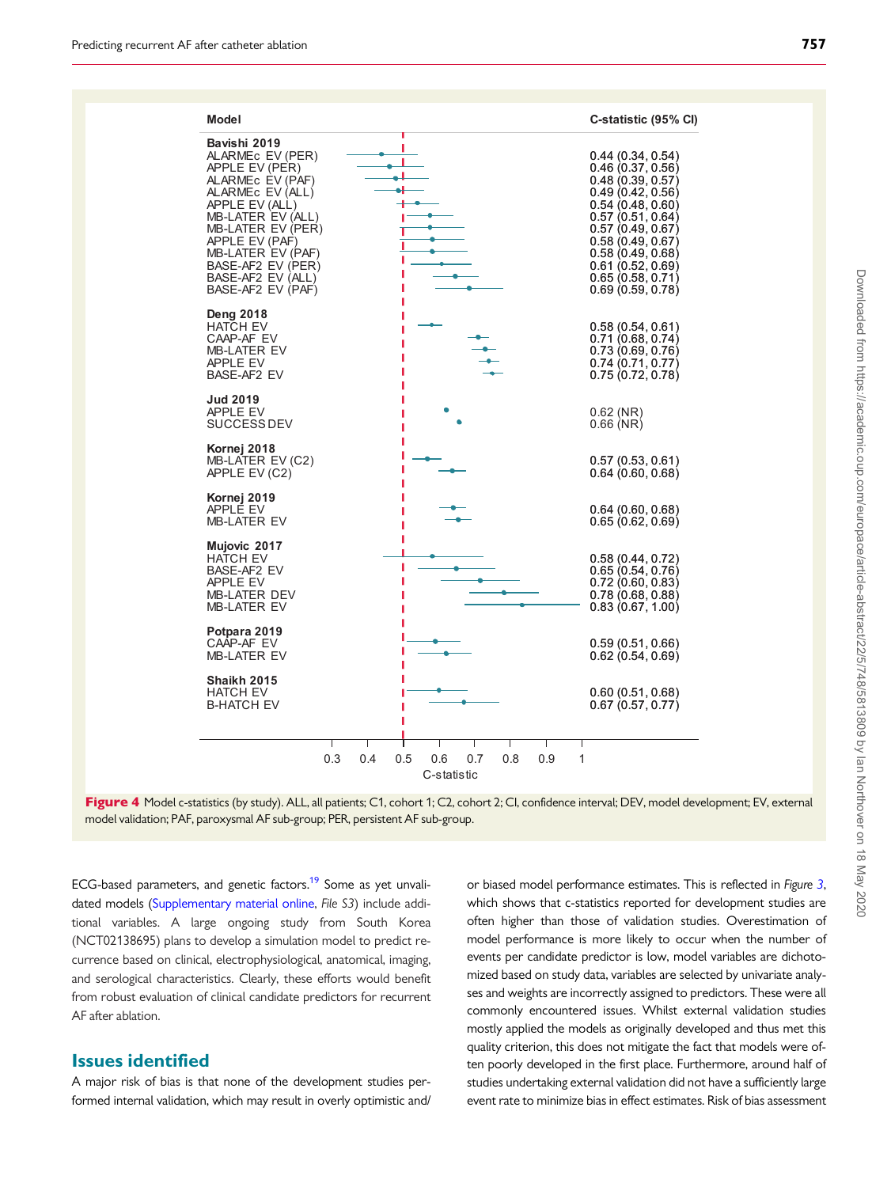| Model | C-statistic (95% CI) |
|---|---|
| **Bavishi 2019** | |
| ALARMEc EV (PER) | 0.44 (0.34, 0.54) |
| APPLE EV (PER) | 0.46 (0.37, 0.56) |
| ALARMEc EV (PAF) | 0.48 (0.39, 0.57) |
| ALARMEc EV (ALL) | 0.49 (0.42, 0.56) |
| APPLE EV (ALL) | 0.54 (0.48, 0.60) |
| MB-LATER EV (ALL) | 0.57 (0.51, 0.64) |
| MB-LATER EV (PER) | 0.57 (0.49, 0.67) |
| APPLE EV (PAF) | 0.58 (0.49, 0.67) |
| MB-LATER EV (PAF) | 0.58 (0.49, 0.68) |
| BASE-AF2 EV (PER) | 0.61 (0.52, 0.69) |
| BASE-AF2 EV (ALL) | 0.65 (0.58, 0.71) |
| BASE-AF2 EV (PAF) | 0.69 (0.59, 0.78) |
| **Deng 2018** | |
| HATCH EV | 0.58 (0.54, 0.61) |
| CAAP-AF EV | 0.71 (0.68, 0.74) |
| MB-LATER EV | 0.73 (0.69, 0.76) |
| APPLE EV | 0.74 (0.71, 0.77) |
| BASE-AF2 EV | 0.75 (0.72, 0.78) |
| **Jud 2019** | |
| APPLE EV | 0.62 (NR) |
| SUCCESS DEV | 0.66 (NR) |
| **Kornej 2018** | |
| MB-LATER EV (C2) | 0.57 (0.53, 0.61) |
| APPLE EV (C2) | 0.64 (0.60, 0.68) |
| **Kornej 2019** | |
| APPLE EV | 0.64 (0.60, 0.68) |
| MB-LATER EV | 0.65 (0.62, 0.69) |
| **Mujovic 2017** | |
| HATCH EV | 0.58 (0.44, 0.72) |
| BASE-AF2 EV | 0.65 (0.54, 0.76) |
| APPLE EV | 0.72 (0.60, 0.83) |
| MB-LATER DEV | 0.78 (0.68, 0.88) |
| MB-LATER EV | 0.83 (0.67, 1.00) |
| **Potpara 2019** | |
| CAAP-AF EV | 0.59 (0.51, 0.66) |
| MB-LATER EV | 0.62 (0.54, 0.69) |
| **Shaikh 2015** | |
| HATCH EV | 0.60 (0.51, 0.68) |
| B-HATCH EV | 0.67 (0.57, 0.77) |

**Figure 4** Model c-statistics (by study). ALL, all patients; C1, cohort 1; C2, cohort 2; CI, confidence interval; DEV, model development; EV, external model validation; PAF, paroxysmal AF sub-group; PER, persistent AF sub-group.

ECG-based parameters, and genetic factors.[19] Some as yet unvalidated models (Supplementary material online, *File S3*) include additional variables. A large ongoing study from South Korea (NCT02138695) plans to develop a simulation model to predict recurrence based on clinical, electrophysiological, anatomical, imaging, and serological characteristics. Clearly, these efforts would benefit from robust evaluation of clinical candidate predictors for recurrent AF after ablation.

## Issues identified

A major risk of bias is that none of the development studies performed internal validation, which may result in overly optimistic and/or biased model performance estimates. This is reflected in *Figure 3*, which shows that c-statistics reported for development studies are often higher than those of validation studies. Overestimation of model performance is more likely to occur when the number of events per candidate predictor is low, model variables are dichotomized based on study data, variables are selected by univariate analyses and weights are incorrectly assigned to predictors. These were all commonly encountered issues. Whilst external validation studies mostly applied the models as originally developed and thus met this quality criterion, this does not mitigate the fact that models were often poorly developed in the first place. Furthermore, around half of studies undertaking external validation did not have a sufficiently large event rate to minimize bias in effect estimates. Risk of bias assessment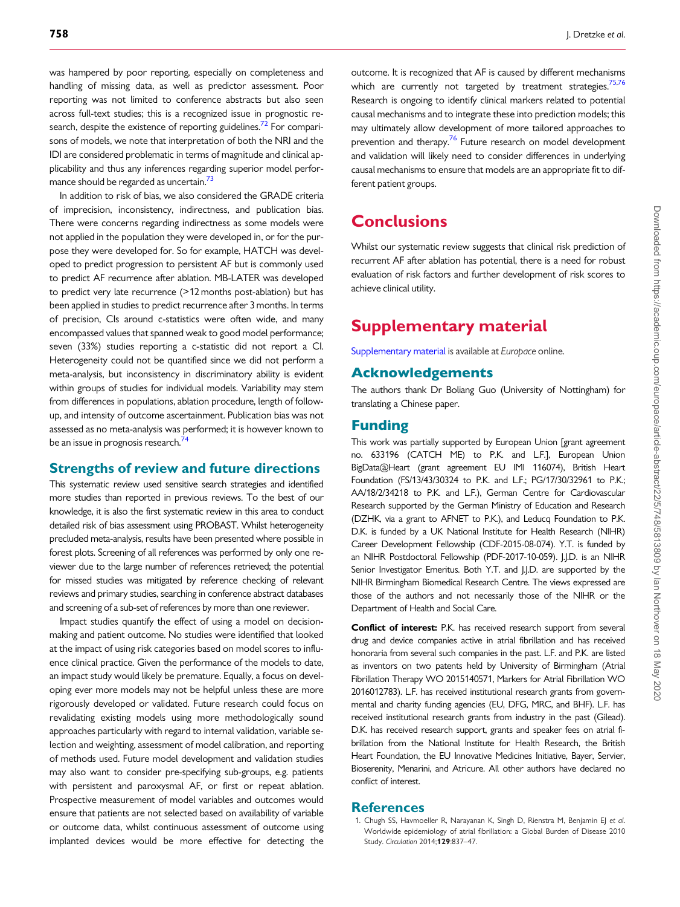was hampered by poor reporting, especially on completeness and handling of missing data, as well as predictor assessment. Poor reporting was not limited to conference abstracts but also seen across full-text studies; this is a recognized issue in prognostic research, despite the existence of reporting guidelines.[72] For comparisons of models, we note that interpretation of both the NRI and the IDI are considered problematic in terms of magnitude and clinical applicability and thus any inferences regarding superior model performance should be regarded as uncertain.[73]

In addition to risk of bias, we also considered the GRADE criteria of imprecision, inconsistency, indirectness, and publication bias. There were concerns regarding indirectness as some models were not applied in the population they were developed in, or for the purpose they were developed for. So for example, HATCH was developed to predict progression to persistent AF but is commonly used to predict AF recurrence after ablation. MB-LATER was developed to predict very late recurrence (>12 months post-ablation) but has been applied in studies to predict recurrence after 3 months. In terms of precision, CIs around c-statistics were often wide, and many encompassed values that spanned weak to good model performance; seven (33%) studies reporting a c-statistic did not report a CI. Heterogeneity could not be quantified since we did not perform a meta-analysis, but inconsistency in discriminatory ability is evident within groups of studies for individual models. Variability may stem from differences in populations, ablation procedure, length of follow-up, and intensity of outcome ascertainment. Publication bias was not assessed as no meta-analysis was performed; it is however known to be an issue in prognosis research.[74]

## Strengths of review and future directions

This systematic review used sensitive search strategies and identified more studies than reported in previous reviews. To the best of our knowledge, it is also the first systematic review in this area to conduct detailed risk of bias assessment using PROBAST. Whilst heterogeneity precluded meta-analysis, results have been presented where possible in forest plots. Screening of all references was performed by only one reviewer due to the large number of references retrieved; the potential for missed studies was mitigated by reference checking of relevant reviews and primary studies, searching in conference abstract databases and screening of a sub-set of references by more than one reviewer.

Impact studies quantify the effect of using a model on decision-making and patient outcome. No studies were identified that looked at the impact of using risk categories based on model scores to influence clinical practice. Given the performance of the models to date, an impact study would likely be premature. Equally, a focus on developing ever more models may not be helpful unless these are more rigorously developed or validated. Future research could focus on revalidating existing models using more methodologically sound approaches particularly with regard to internal validation, variable selection and weighting, assessment of model calibration, and reporting of methods used. Future model development and validation studies may also want to consider pre-specifying sub-groups, e.g. patients with persistent and paroxysmal AF, or first or repeat ablation. Prospective measurement of model variables and outcomes would ensure that patients are not selected based on availability of variable or outcome data, whilst continuous assessment of outcome using implanted devices would be more effective for detecting the outcome. It is recognized that AF is caused by different mechanisms which are currently not targeted by treatment strategies.[75,76] Research is ongoing to identify clinical markers related to potential causal mechanisms and to integrate these into prediction models; this may ultimately allow development of more tailored approaches to prevention and therapy.[76] Future research on model development and validation will likely need to consider differences in underlying causal mechanisms to ensure that models are an appropriate fit to different patient groups.

# Conclusions

Whilst our systematic review suggests that clinical risk prediction of recurrent AF after ablation has potential, there is a need for robust evaluation of risk factors and further development of risk scores to achieve clinical utility.

# Supplementary material

Supplementary material is available at *Europace* online.

## Acknowledgements

The authors thank Dr Boliang Guo (University of Nottingham) for translating a Chinese paper.

## Funding

This work was partially supported by European Union [grant agreement no. 633196 (CATCH ME) to P.K. and L.F.], European Union BigData@Heart (grant agreement EU IMI 116074), British Heart Foundation (FS/13/43/30324 to P.K. and L.F.; PG/17/30/32961 to P.K.; AA/18/2/34218 to P.K. and L.F.), German Centre for Cardiovascular Research supported by the German Ministry of Education and Research (DZHK, via a grant to AFNET to P.K.), and Leducq Foundation to P.K. D.K. is funded by a UK National Institute for Health Research (NIHR) Career Development Fellowship (CDF-2015-08-074). Y.T. is funded by an NIHR Postdoctoral Fellowship (PDF-2017-10-059). J.J.D. is an NIHR Senior Investigator Emeritus. Both Y.T. and J.J.D. are supported by the NIHR Birmingham Biomedical Research Centre. The views expressed are those of the authors and not necessarily those of the NIHR or the Department of Health and Social Care.

**Conflict of interest:** P.K. has received research support from several drug and device companies active in atrial fibrillation and has received honoraria from several such companies in the past. L.F. and P.K. are listed as inventors on two patents held by University of Birmingham (Atrial Fibrillation Therapy WO 2015140571, Markers for Atrial Fibrillation WO 2016012783). L.F. has received institutional research grants from governmental and charity funding agencies (EU, DFG, MRC, and BHF). L.F. has received institutional research grants from industry in the past (Gilead). D.K. has received research support, grants and speaker fees on atrial fibrillation from the National Institute for Health Research, the British Heart Foundation, the EU Innovative Medicines Initiative, Bayer, Servier, Bioserenity, Menarini, and Atricure. All other authors have declared no conflict of interest.

## References

1. Chugh SS, Havmoeller R, Narayanan K, Singh D, Rienstra M, Benjamin EJ *et al.* Worldwide epidemiology of atrial fibrillation: a Global Burden of Disease 2010 Study. *Circulation* 2014;**129**:837–47.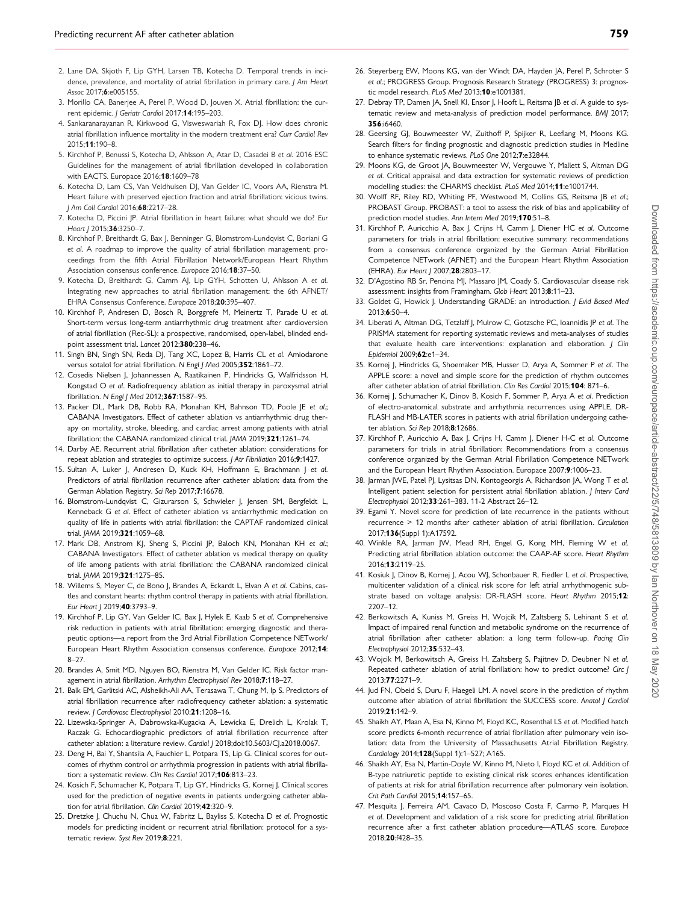2. Lane DA, Skjoth F, Lip GYH, Larsen TB, Kotecha D. Temporal trends in incidence, prevalence, and mortality of atrial fibrillation in primary care. *J Am Heart Assoc* 2017;**6**:e005155.
3. Morillo CA, Banerjee A, Perel P, Wood D, Jouven X. Atrial fibrillation: the current epidemic. *J Geriatr Cardiol* 2017;**14**:195–203.
4. Sankaranarayanan R, Kirkwood G, Visweswariah R, Fox DJ. How does chronic atrial fibrillation influence mortality in the modern treatment era? *Curr Cardiol Rev* 2015;**11**:190–8.
5. Kirchhof P, Benussi S, Kotecha D, Ahlsson A, Atar D, Casadei B *et al*. 2016 ESC Guidelines for the management of atrial fibrillation developed in collaboration with EACTS. Europace 2016;**18**:1609–78
6. Kotecha D, Lam CS, Van Veldhuisen DJ, Van Gelder IC, Voors AA, Rienstra M. Heart failure with preserved ejection fraction and atrial fibrillation: vicious twins. *J Am Coll Cardiol* 2016;**68**:2217–28.
7. Kotecha D, Piccini JP. Atrial fibrillation in heart failure: what should we do? *Eur Heart J* 2015;**36**:3250–7.
8. Kirchhof P, Breithardt G, Bax J, Benninger G, Blomstrom-Lundqvist C, Boriani G *et al*. A roadmap to improve the quality of atrial fibrillation management: proceedings from the fifth Atrial Fibrillation Network/European Heart Rhythm Association consensus conference. *Europace* 2016;**18**:37–50.
9. Kotecha D, Breithardt G, Camm AJ, Lip GYH, Schotten U, Ahlsson A *et al*. Integrating new approaches to atrial fibrillation management: the 6th AFNET/EHRA Consensus Conference. *Europace* 2018;**20**:395–407.
10. Kirchhof P, Andresen D, Bosch R, Borggrefe M, Meinertz T, Parade U *et al*. Short-term versus long-term antiarrhythmic drug treatment after cardioversion of atrial fibrillation (Flec-SL): a prospective, randomised, open-label, blinded endpoint assessment trial. *Lancet* 2012;**380**:238–46.
11. Singh BN, Singh SN, Reda DJ, Tang XC, Lopez B, Harris CL *et al*. Amiodarone versus sotalol for atrial fibrillation. *N Engl J Med* 2005;**352**:1861–72.
12. Cosedis Nielsen J, Johannessen A, Raatikainen P, Hindricks G, Walfridsson H, Kongstad O *et al*. Radiofrequency ablation as initial therapy in paroxysmal atrial fibrillation. *N Engl J Med* 2012;**367**:1587–95.
13. Packer DL, Mark DB, Robb RA, Monahan KH, Bahnson TD, Poole JE *et al*.; CABANA Investigators. Effect of catheter ablation vs antiarrhythmic drug therapy on mortality, stroke, bleeding, and cardiac arrest among patients with atrial fibrillation: the CABANA randomized clinical trial. *JAMA* 2019;**321**:1261–74.
14. Darby AE. Recurrent atrial fibrillation after catheter ablation: considerations for repeat ablation and strategies to optimize success. *J Atr Fibrillation* 2016;**9**:1427.
15. Sultan A, Luker J, Andresen D, Kuck KH, Hoffmann E, Brachmann J *et al*. Predictors of atrial fibrillation recurrence after catheter ablation: data from the German Ablation Registry. *Sci Rep* 2017;**7**:16678.
16. Blomstrom-Lundqvist C, Gizurarson S, Schwieler J, Jensen SM, Bergfeldt L, Kenneback G *et al*. Effect of catheter ablation vs antiarrhythmic medication on quality of life in patients with atrial fibrillation: the CAPTAF randomized clinical trial. *JAMA* 2019;**321**:1059–68.
17. Mark DB, Anstrom KJ, Sheng S, Piccini JP, Baloch KN, Monahan KH *et al*.; CABANA Investigators. Effect of catheter ablation vs medical therapy on quality of life among patients with atrial fibrillation: the CABANA randomized clinical trial. *JAMA* 2019;**321**:1275–85.
18. Willems S, Meyer C, de Bono J, Brandes A, Eckardt L, Elvan A *et al*. Cabins, castles and constant hearts: rhythm control therapy in patients with atrial fibrillation. *Eur Heart J* 2019;**40**:3793–9.
19. Kirchhof P, Lip GY, Van Gelder IC, Bax J, Hylek E, Kaab S *et al*. Comprehensive risk reduction in patients with atrial fibrillation: emerging diagnostic and therapeutic options—a report from the 3rd Atrial Fibrillation Competence NETwork/European Heart Rhythm Association consensus conference. *Europace* 2012;**14**:8–27.
20. Brandes A, Smit MD, Nguyen BO, Rienstra M, Van Gelder IC. Risk factor management in atrial fibrillation. *Arrhythm Electrophysiol Rev* 2018;**7**:118–27.
21. Balk EM, Garlitski AC, Alsheikh-Ali AA, Terasawa T, Chung M, Ip S. Predictors of atrial fibrillation recurrence after radiofrequency catheter ablation: a systematic review. *J Cardiovasc Electrophysiol* 2010;**21**:1208–16.
22. Lizewska-Springer A, Dabrowska-Kugacka A, Lewicka E, Drelich L, Krolak T, Raczak G. Echocardiographic predictors of atrial fibrillation recurrence after catheter ablation: a literature review. *Cardiol J* 2018;doi:10.5603/CJ.a2018.0067.
23. Deng H, Bai Y, Shantsila A, Fauchier L, Potpara TS, Lip G. Clinical scores for outcomes of rhythm control or arrhythmia progression in patients with atrial fibrillation: a systematic review. *Clin Res Cardiol* 2017;**106**:813–23.
24. Kosich F, Schumacher K, Potpara T, Lip GY, Hindricks G, Kornej J. Clinical scores used for the prediction of negative events in patients undergoing catheter ablation for atrial fibrillation. *Clin Cardiol* 2019;**42**:320–9.
25. Dretzke J, Chuchu N, Chua W, Fabritz L, Bayliss S, Kotecha D *et al*. Prognostic models for predicting incident or recurrent atrial fibrillation: protocol for a systematic review. *Syst Rev* 2019;**8**:221.
26. Steyerberg EW, Moons KG, van der Windt DA, Hayden JA, Perel P, Schroter S *et al*.; PROGRESS Group. Prognosis Research Strategy (PROGRESS) 3: prognostic model research. *PLoS Med* 2013;**10**:e1001381.
27. Debray TP, Damen JA, Snell KI, Ensor J, Hooft L, Reitsma JB *et al*. A guide to systematic review and meta-analysis of prediction model performance. *BMJ* 2017;**356**:i6460.
28. Geersing GJ, Bouwmeester W, Zuithoff P, Spijker R, Leeflang M, Moons KG. Search filters for finding prognostic and diagnostic prediction studies in Medline to enhance systematic reviews. *PLoS One* 2012;**7**:e32844.
29. Moons KG, de Groot JA, Bouwmeester W, Vergouwe Y, Mallett S, Altman DG *et al*. Critical appraisal and data extraction for systematic reviews of prediction modelling studies: the CHARMS checklist. *PLoS Med* 2014;**11**:e1001744.
30. Wolff RF, Riley RD, Whiting PF, Westwood M, Collins GS, Reitsma JB *et al*.; PROBAST Group. PROBAST: a tool to assess the risk of bias and applicability of prediction model studies. *Ann Intern Med* 2019;**170**:51–8.
31. Kirchhof P, Auricchio A, Bax J, Crijns H, Camm J, Diener HC *et al*. Outcome parameters for trials in atrial fibrillation: executive summary: recommendations from a consensus conference organized by the German Atrial Fibrillation Competence NETwork (AFNET) and the European Heart Rhythm Association (EHRA). *Eur Heart J* 2007;**28**:2803–17.
32. D'Agostino RB Sr, Pencina MJ, Massaro JM, Coady S. Cardiovascular disease risk assessment: insights from Framingham. *Glob Heart* 2013;**8**:11–23.
33. Goldet G, Howick J. Understanding GRADE: an introduction. *J Evid Based Med* 2013;**6**:50–4.
34. Liberati A, Altman DG, Tetzlaff J, Mulrow C, Gotzsche PC, Ioannidis JP *et al*. The PRISMA statement for reporting systematic reviews and meta-analyses of studies that evaluate health care interventions: explanation and elaboration. *J Clin Epidemiol* 2009;**62**:e1–34.
35. Kornej J, Hindricks G, Shoemaker MB, Husser D, Arya A, Sommer P *et al*. The APPLE score: a novel and simple score for the prediction of rhythm outcomes after catheter ablation of atrial fibrillation. *Clin Res Cardiol* 2015;**104**: 871–6.
36. Kornej J, Schumacher K, Dinov B, Kosich F, Sommer P, Arya A *et al*. Prediction of electro-anatomical substrate and arrhythmia recurrences using APPLE, DR-FLASH and MB-LATER scores in patients with atrial fibrillation undergoing catheter ablation. *Sci Rep* 2018;**8**:12686.
37. Kirchhof P, Auricchio A, Bax J, Crijns H, Camm J, Diener H-C *et al*. Outcome parameters for trials in atrial fibrillation: Recommendations from a consensus conference organized by the German Atrial Fibrillation Competence NETwork and the European Heart Rhythm Association. Europace 2007;**9**:1006–23.
38. Jarman JWE, Patel PJ, Lysitsas DN, Kontogeorgis A, Richardson JA, Wong T *et al*. Intelligent patient selection for persistent atrial fibrillation ablation. *J Interv Card Electrophysiol* 2012;**33**:261–383. 11-2 Abstract 26–12.
39. Egami Y. Novel score for prediction of late recurrence in the patients without recurrence > 12 months after catheter ablation of atrial fibrillation. *Circulation* 2017;**136**(Suppl 1):A17592.
40. Winkle RA, Jarman JW, Mead RH, Engel G, Kong MH, Fleming W *et al*. Predicting atrial fibrillation ablation outcome: the CAAP-AF score. *Heart Rhythm* 2016;**13**:2119–25.
41. Kosiuk J, Dinov B, Kornej J, Acou WJ, Schonbauer R, Fiedler L *et al*. Prospective, multicenter validation of a clinical risk score for left atrial arrhythmogenic substrate based on voltage analysis: DR-FLASH score. *Heart Rhythm* 2015;**12**: 2207–12.
42. Berkowitsch A, Kuniss M, Greiss H, Wojcik M, Zaltsberg S, Lehinant S *et al*. Impact of impaired renal function and metabolic syndrome on the recurrence of atrial fibrillation after catheter ablation: a long term follow-up. *Pacing Clin Electrophysiol* 2012;**35**:532–43.
43. Wojcik M, Berkowitsch A, Greiss H, Zaltsberg S, Pajitnev D, Deubner N *et al*. Repeated catheter ablation of atrial fibrillation: how to predict outcome? *Circ J* 2013;**77**:2271–9.
44. Jud FN, Obeid S, Duru F, Haegeli LM. A novel score in the prediction of rhythm outcome after ablation of atrial fibrillation: the SUCCESS score. *Anatol J Cardiol* 2019;**21**:142–9.
45. Shaikh AY, Maan A, Esa N, Kinno M, Floyd KC, Rosenthal LS *et al*. Modified hatch score predicts 6-month recurrence of atrial fibrillation after pulmonary vein isolation: data from the University of Massachusetts Atrial Fibrillation Registry. *Cardiology* 2014;**128**(Suppl 1):1–527; A165.
46. Shaikh AY, Esa N, Martin-Doyle W, Kinno M, Nieto I, Floyd KC *et al*. Addition of B-type natriuretic peptide to existing clinical risk scores enhances identification of patients at risk for atrial fibrillation recurrence after pulmonary vein isolation. *Crit Path Cardiol* 2015;**14**:157–65.
47. Mesquita J, Ferreira AM, Cavaco D, Moscoso Costa F, Carmo P, Marques H *et al*. Development and validation of a risk score for predicting atrial fibrillation recurrence after a first catheter ablation procedure—ATLAS score. *Europace* 2018;**20**:f428–35.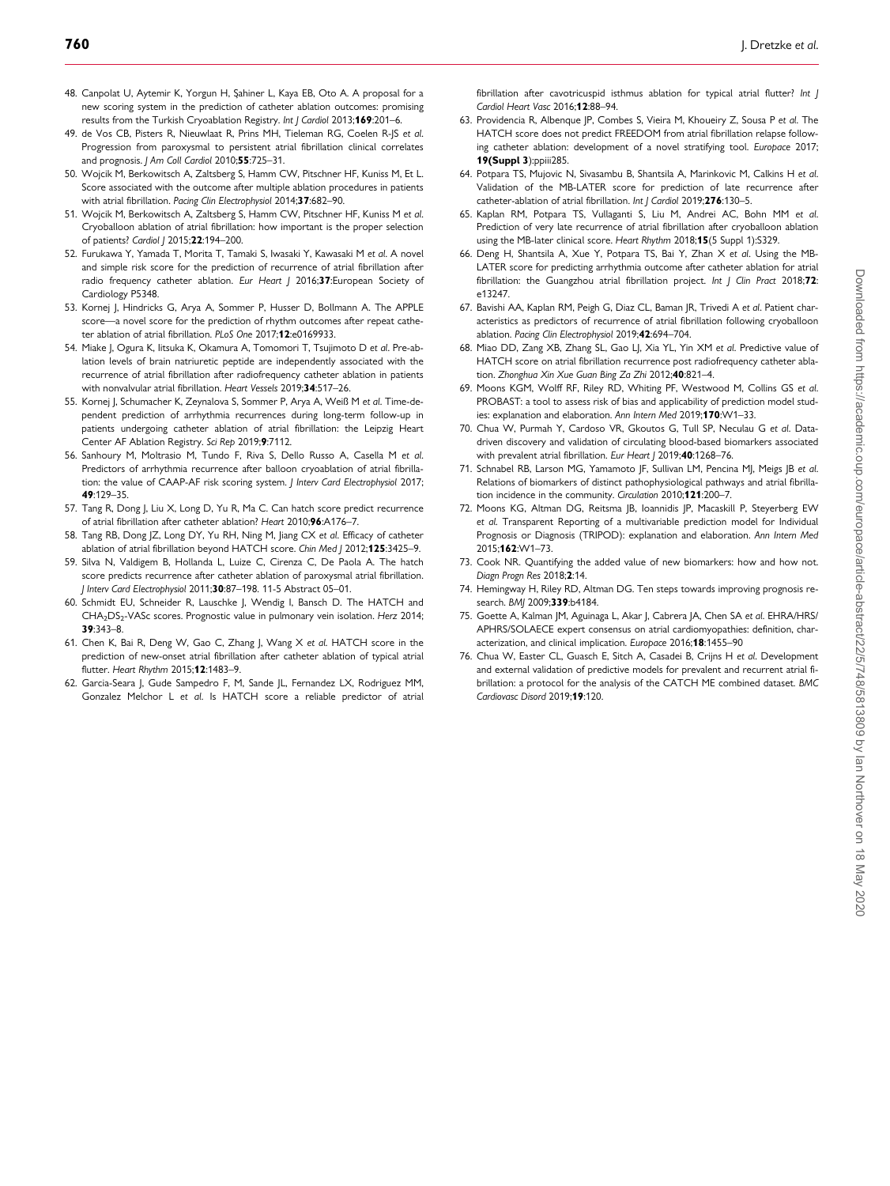48. Canpolat U, Aytemir K, Yorgun H, Şahiner L, Kaya EB, Oto A. A proposal for a new scoring system in the prediction of catheter ablation outcomes: promising results from the Turkish Cryoablation Registry. *Int J Cardiol* 2013;**169**:201–6.
49. de Vos CB, Pisters R, Nieuwlaat R, Prins MH, Tieleman RG, Coelen R-JS *et al*. Progression from paroxysmal to persistent atrial fibrillation clinical correlates and prognosis. *J Am Coll Cardiol* 2010;**55**:725–31.
50. Wojcik M, Berkowitsch A, Zaltsberg S, Hamm CW, Pitschner HF, Kuniss M, Et L. Score associated with the outcome after multiple ablation procedures in patients with atrial fibrillation. *Pacing Clin Electrophysiol* 2014;**37**:682–90.
51. Wojcik M, Berkowitsch A, Zaltsberg S, Hamm CW, Pitschner HF, Kuniss M *et al*. Cryoballoon ablation of atrial fibrillation: how important is the proper selection of patients? *Cardiol J* 2015;**22**:194–200.
52. Furukawa Y, Yamada T, Morita T, Tamaki S, Iwasaki Y, Kawasaki M *et al*. A novel and simple risk score for the prediction of recurrence of atrial fibrillation after radio frequency catheter ablation. *Eur Heart J* 2016;**37**:European Society of Cardiology P5348.
53. Kornej J, Hindricks G, Arya A, Sommer P, Husser D, Bollmann A. The APPLE score—a novel score for the prediction of rhythm outcomes after repeat catheter ablation of atrial fibrillation. *PLoS One* 2017;**12**:e0169933.
54. Miake J, Ogura K, Iitsuka K, Okamura A, Tomomori T, Tsujimoto D *et al*. Pre-ablation levels of brain natriuretic peptide are independently associated with the recurrence of atrial fibrillation after radiofrequency catheter ablation in patients with nonvalvular atrial fibrillation. *Heart Vessels* 2019;**34**:517–26.
55. Kornej J, Schumacher K, Zeynalova S, Sommer P, Arya A, Weiß M *et al*. Time-dependent prediction of arrhythmia recurrences during long-term follow-up in patients undergoing catheter ablation of atrial fibrillation: the Leipzig Heart Center AF Ablation Registry. *Sci Rep* 2019;**9**:7112.
56. Sanhoury M, Moltrasio M, Tundo F, Riva S, Dello Russo A, Casella M *et al*. Predictors of arrhythmia recurrence after balloon cryoablation of atrial fibrillation: the value of CAAP-AF risk scoring system. *J Interv Card Electrophysiol* 2017;**49**:129–35.
57. Tang R, Dong J, Liu X, Long D, Yu R, Ma C. Can hatch score predict recurrence of atrial fibrillation after catheter ablation? *Heart* 2010;**96**:A176–7.
58. Tang RB, Dong JZ, Long DY, Yu RH, Ning M, Jiang CX *et al*. Efficacy of catheter ablation of atrial fibrillation beyond HATCH score. *Chin Med J* 2012;**125**:3425–9.
59. Silva N, Valdigem B, Hollanda L, Luize C, Cirenza C, De Paola A. The hatch score predicts recurrence after catheter ablation of paroxysmal atrial fibrillation. *J Interv Card Electrophysiol* 2011;**30**:87–198. 11-5 Abstract 05–01.
60. Schmidt EU, Schneider R, Lauschke J, Wendig I, Bansch D. The HATCH and $CHA_2DS_2$-VASc scores. Prognostic value in pulmonary vein isolation. *Herz* 2014;**39**:343–8.
61. Chen K, Bai R, Deng W, Gao C, Zhang J, Wang X *et al.* HATCH score in the prediction of new-onset atrial fibrillation after catheter ablation of typical atrial flutter. *Heart Rhythm* 2015;**12**:1483–9.
62. Garcia-Seara J, Gude Sampedro F, M, Sande JL, Fernandez LX, Rodriguez MM, Gonzalez Melchor L *et al*. Is HATCH score a reliable predictor of atrial fibrillation after cavotricuspid isthmus ablation for typical atrial flutter? *Int J Cardiol Heart Vasc* 2016;**12**:88–94.
63. Providencia R, Albenque JP, Combes S, Vieira M, Khoueiry Z, Sousa P *et al*. The HATCH score does not predict FREEDOM from atrial fibrillation relapse following catheter ablation: development of a novel stratifying tool. *Europace* 2017;**19(Suppl 3)**:ppiii285.
64. Potpara TS, Mujovic N, Sivasambu B, Shantsila A, Marinkovic M, Calkins H *et al*. Validation of the MB-LATER score for prediction of late recurrence after catheter-ablation of atrial fibrillation. *Int J Cardiol* 2019;**276**:130–5.
65. Kaplan RM, Potpara TS, Vullaganti S, Liu M, Andrei AC, Bohn MM *et al*. Prediction of very late recurrence of atrial fibrillation after cryoballoon ablation using the MB-later clinical score. *Heart Rhythm* 2018;**15**(5 Suppl 1):S329.
66. Deng H, Shantsila A, Xue Y, Potpara TS, Bai Y, Zhan X *et al*. Using the MB-LATER score for predicting arrhythmia outcome after catheter ablation for atrial fibrillation: the Guangzhou atrial fibrillation project. *Int J Clin Pract* 2018;**72**:e13247.
67. Bavishi AA, Kaplan RM, Peigh G, Diaz CL, Baman JR, Trivedi A *et al*. Patient characteristics as predictors of recurrence of atrial fibrillation following cryoballoon ablation. *Pacing Clin Electrophysiol* 2019;**42**:694–704.
68. Miao DD, Zang XB, Zhang SL, Gao LJ, Xia YL, Yin XM *et al*. Predictive value of HATCH score on atrial fibrillation recurrence post radiofrequency catheter ablation. *Zhonghua Xin Xue Guan Bing Za Zhi* 2012;**40**:821–4.
69. Moons KGM, Wolff RF, Riley RD, Whiting PF, Westwood M, Collins GS *et al*. PROBAST: a tool to assess risk of bias and applicability of prediction model studies: explanation and elaboration. *Ann Intern Med* 2019;**170**:W1–33.
70. Chua W, Purmah Y, Cardoso VR, Gkoutos G, Tull SP, Neculau G *et al*. Data-driven discovery and validation of circulating blood-based biomarkers associated with prevalent atrial fibrillation. *Eur Heart J* 2019;**40**:1268–76.
71. Schnabel RB, Larson MG, Yamamoto JF, Sullivan LM, Pencina MJ, Meigs JB *et al*. Relations of biomarkers of distinct pathophysiological pathways and atrial fibrillation incidence in the community. *Circulation* 2010;**121**:200–7.
72. Moons KG, Altman DG, Reitsma JB, Ioannidis JP, Macaskill P, Steyerberg EW *et al*. Transparent Reporting of a multivariable prediction model for Individual Prognosis or Diagnosis (TRIPOD): explanation and elaboration. *Ann Intern Med* 2015;**162**:W1–73.
73. Cook NR. Quantifying the added value of new biomarkers: how and how not. *Diagn Progn Res* 2018;**2**:14.
74. Hemingway H, Riley RD, Altman DG. Ten steps towards improving prognosis research. *BMJ* 2009;**339**:b4184.
75. Goette A, Kalman JM, Aguinaga L, Akar J, Cabrera JA, Chen SA *et al*. EHRA/HRS/APHRS/SOLAECE expert consensus on atrial cardiomyopathies: definition, characterization, and clinical implication. *Europace* 2016;**18**:1455–90
76. Chua W, Easter CL, Guasch E, Sitch A, Casadei B, Crijns H *et al*. Development and external validation of predictive models for prevalent and recurrent atrial fibrillation: a protocol for the analysis of the CATCH ME combined dataset. *BMC Cardiovasc Disord* 2019;**19**:120.